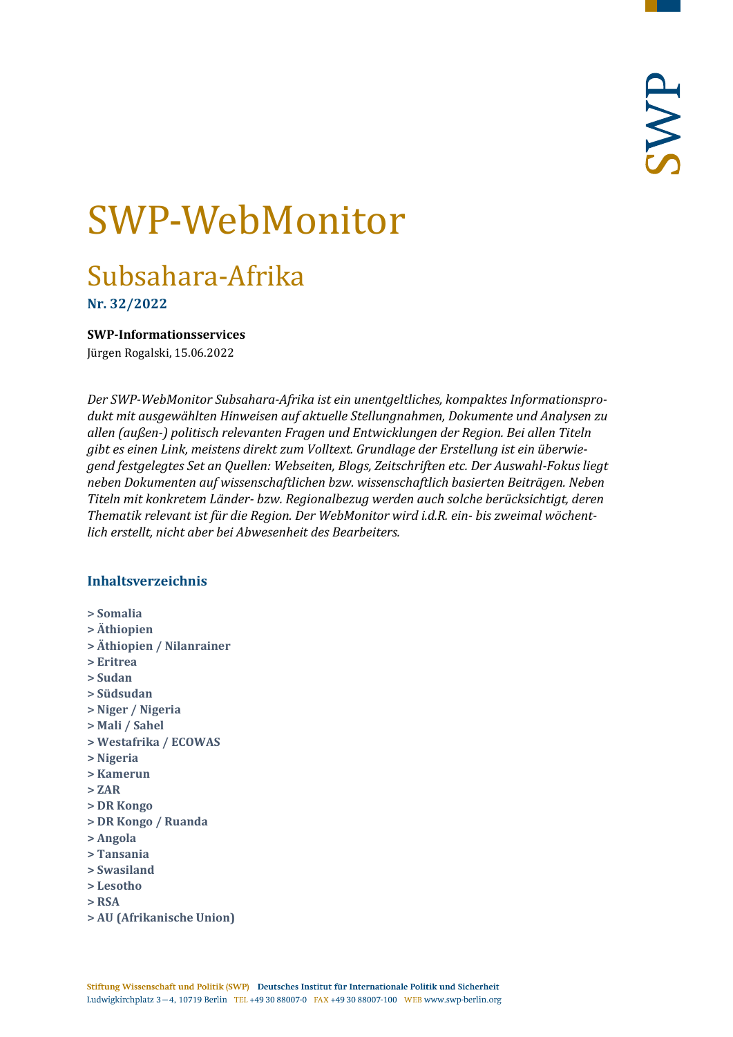# SWP-WebMonitor

## Subsahara-Afrika

**Nr. 32/2022**

**SWP-Informationsservices**

Jürgen Rogalski, 15.06.2022

*Der SWP-WebMonitor Subsahara-Afrika ist ein unentgeltliches, kompaktes Informationsprodukt mit ausgewählten Hinweisen auf aktuelle Stellungnahmen, Dokumente und Analysen zu allen (außen-) politisch relevanten Fragen und Entwicklungen der Region. Bei allen Titeln gibt es einen Link, meistens direkt zum Volltext. Grundlage der Erstellung ist ein überwiegend festgelegtes Set an Quellen: Webseiten, Blogs, Zeitschriften etc. Der Auswahl-Fokus liegt neben Dokumenten auf wissenschaftlichen bzw. wissenschaftlich basierten Beiträgen. Neben Titeln mit konkretem Länder- bzw. Regionalbezug werden auch solche berücksichtigt, deren Thematik relevant ist für die Region. Der WebMonitor wird i.d.R. ein- bis zweimal wöchentlich erstellt, nicht aber bei Abwesenheit des Bearbeiters.*

### Inhaltsverzeichnis

**> Somalia**
**> Äthiopien**
**> Äthiopien / Nilanrainer**
**> Eritrea**
**> Sudan**
**> Südsudan**
**> Niger / Nigeria**
**> Mali / Sahel**
**> Westafrika / ECOWAS**
**> Nigeria**
**> Kamerun**
**> ZAR**
**> DR Kongo**
**> DR Kongo / Ruanda**
**> Angola**
**> Tansania**
**> Swasiland**
**> Lesotho**
**> RSA**
**> AU (Afrikanische Union)**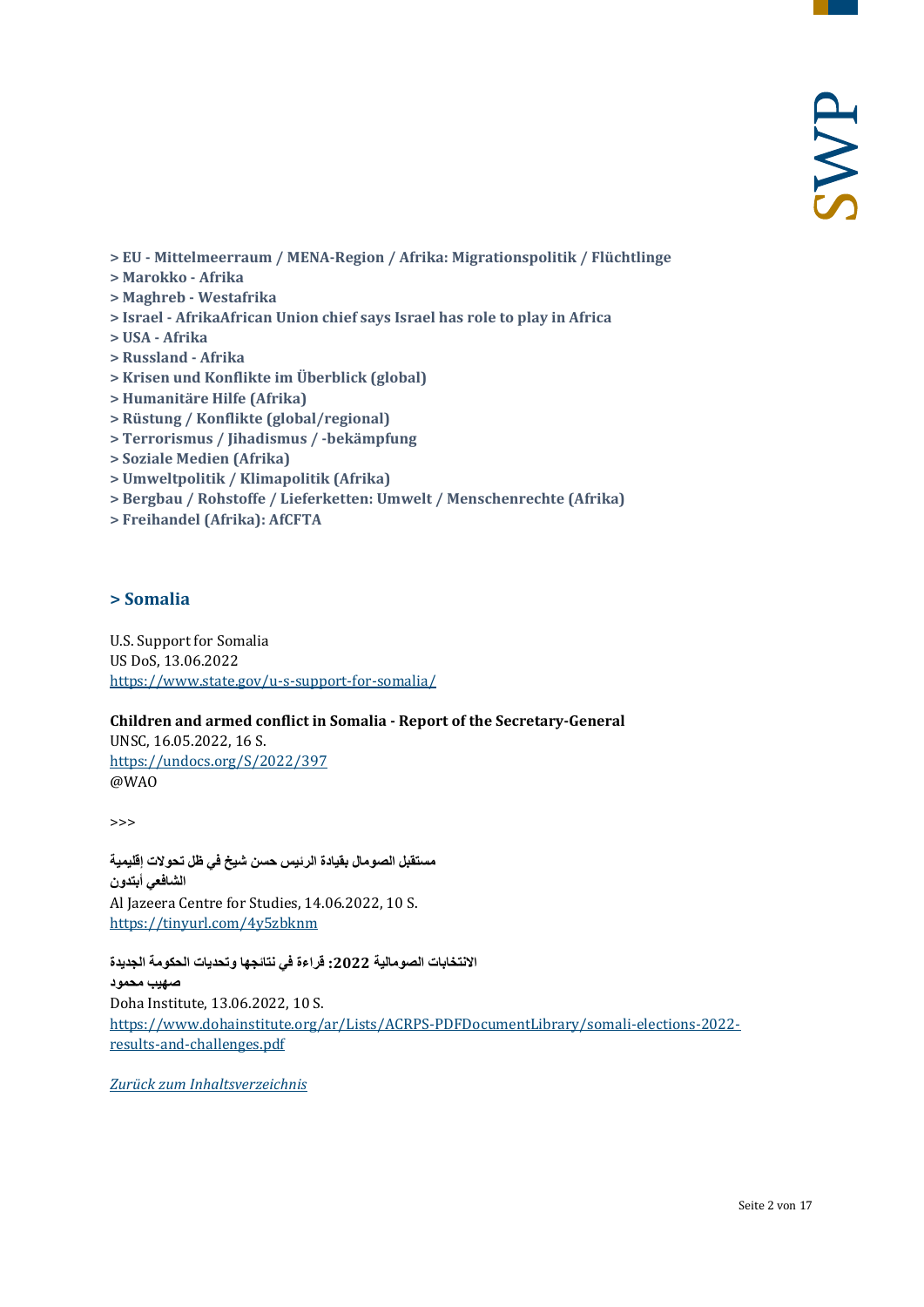**> EU - Mittelmeerraum / MENA-Region / Afrika: Migrationspolitik / Flüchtlinge**
**> Marokko - Afrika**
**> Maghreb - Westafrika**
**> Israel - AfrikaAfrican Union chief says Israel has role to play in Africa**
**> USA - Afrika**
**> Russland - Afrika**
**> Krisen und Konflikte im Überblick (global)**
**> Humanitäre Hilfe (Afrika)**
**> Rüstung / Konflikte (global/regional)**
**> Terrorismus / Jihadismus / -bekämpfung**
**> Soziale Medien (Afrika)**
**> Umweltpolitik / Klimapolitik (Afrika)**
**> Bergbau / Rohstoffe / Lieferketten: Umwelt / Menschenrechte (Afrika)**
**> Freihandel (Afrika): AfCFTA**

## > Somalia

U.S. Support for Somalia
US DoS, 13.06.2022
https://www.state.gov/u-s-support-for-somalia/

**Children and armed conflict in Somalia - Report of the Secretary-General**
UNSC, 16.05.2022, 16 S.
https://undocs.org/S/2022/397
@WAO

>>>

**مستقبل الصومال بقيادة الرئيس حسن شيخ في ظل تحولات إقليمية**
**الشافعي أبتدون**
Al Jazeera Centre for Studies, 14.06.2022, 10 S.
https://tinyurl.com/4y5zbknm

**الانتخابات الصومالية 2022: قراءة في نتائجها وتحديات الحكومة الجديدة**
**صهيب محمود**
Doha Institute, 13.06.2022, 10 S.
https://www.dohainstitute.org/ar/Lists/ACRPS-PDFDocumentLibrary/somali-elections-2022-results-and-challenges.pdf

*Zurück zum Inhaltsverzeichnis*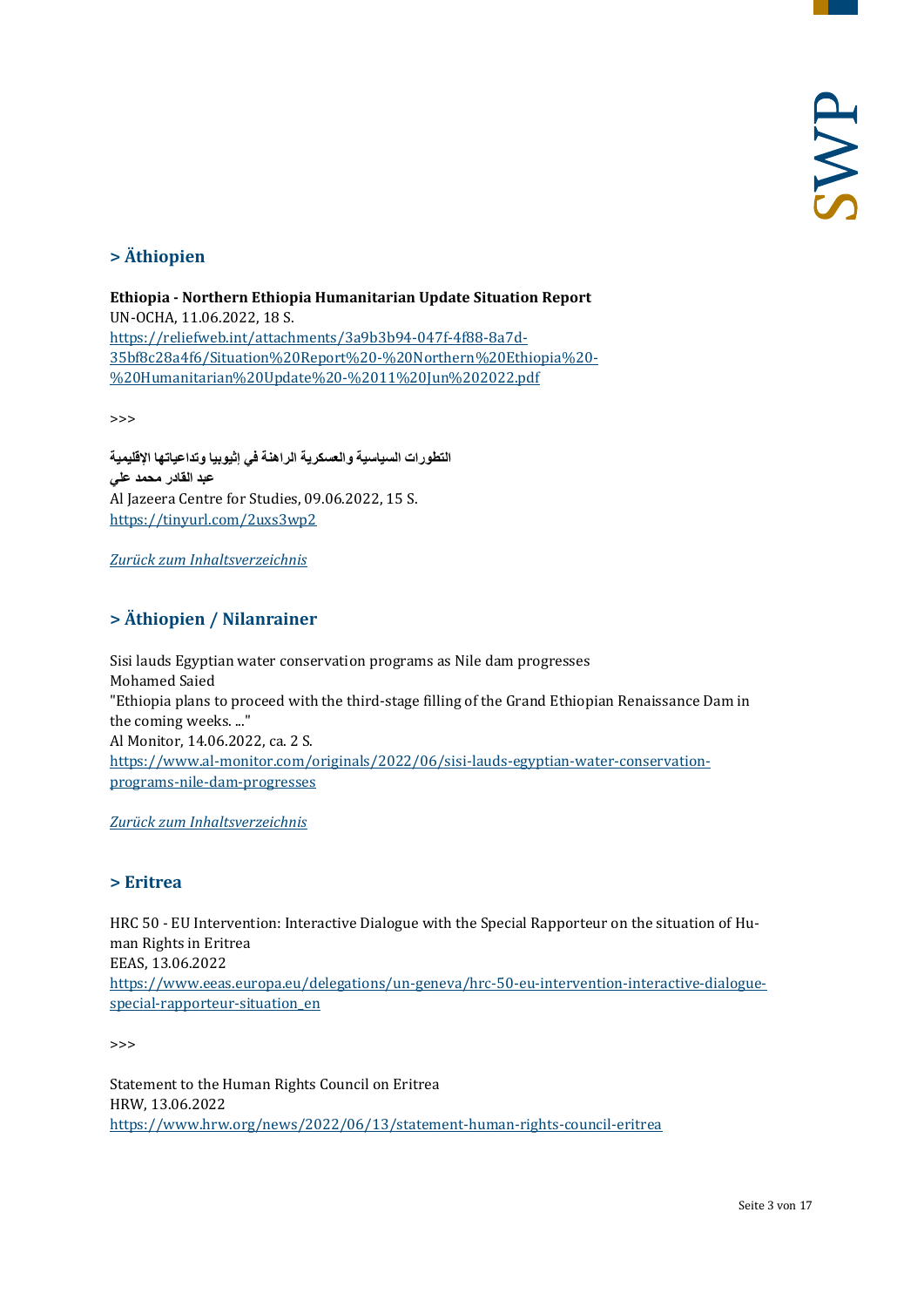## > Äthiopien

**Ethiopia - Northern Ethiopia Humanitarian Update Situation Report**
UN-OCHA, 11.06.2022, 18 S.
[https://reliefweb.int/attachments/3a9b3b94-047f-4f88-8a7d-35bf8c28a4f6/Situation%20Report%20-%20Northern%20Ethiopia%20-%20Humanitarian%20Update%20-%2011%20Jun%202022.pdf](https://reliefweb.int/attachments/3a9b3b94-047f-4f88-8a7d-35bf8c28a4f6/Situation%20Report%20-%20Northern%20Ethiopia%20-%20Humanitarian%20Update%20-%2011%20Jun%202022.pdf)

>>>

**التطورات السياسية والعسكرية الراهنة في إثيوبيا وتداعياتها الإقليمية**
**عبد القادر محمد علي**
Al Jazeera Centre for Studies, 09.06.2022, 15 S.
[https://tinyurl.com/2uxs3wp2](https://tinyurl.com/2uxs3wp2)

*Zurück zum Inhaltsverzeichnis*

## > Äthiopien / Nilanrainer

Sisi lauds Egyptian water conservation programs as Nile dam progresses
Mohamed Saied
"Ethiopia plans to proceed with the third-stage filling of the Grand Ethiopian Renaissance Dam in the coming weeks. ..."
Al Monitor, 14.06.2022, ca. 2 S.
[https://www.al-monitor.com/originals/2022/06/sisi-lauds-egyptian-water-conservation-programs-nile-dam-progresses](https://www.al-monitor.com/originals/2022/06/sisi-lauds-egyptian-water-conservation-programs-nile-dam-progresses)

*Zurück zum Inhaltsverzeichnis*

## > Eritrea

HRC 50 - EU Intervention: Interactive Dialogue with the Special Rapporteur on the situation of Human Rights in Eritrea
EEAS, 13.06.2022
[https://www.eeas.europa.eu/delegations/un-geneva/hrc-50-eu-intervention-interactive-dialogue-special-rapporteur-situation_en](https://www.eeas.europa.eu/delegations/un-geneva/hrc-50-eu-intervention-interactive-dialogue-special-rapporteur-situation_en)

>>>

Statement to the Human Rights Council on Eritrea
HRW, 13.06.2022
[https://www.hrw.org/news/2022/06/13/statement-human-rights-council-eritrea](https://www.hrw.org/news/2022/06/13/statement-human-rights-council-eritrea)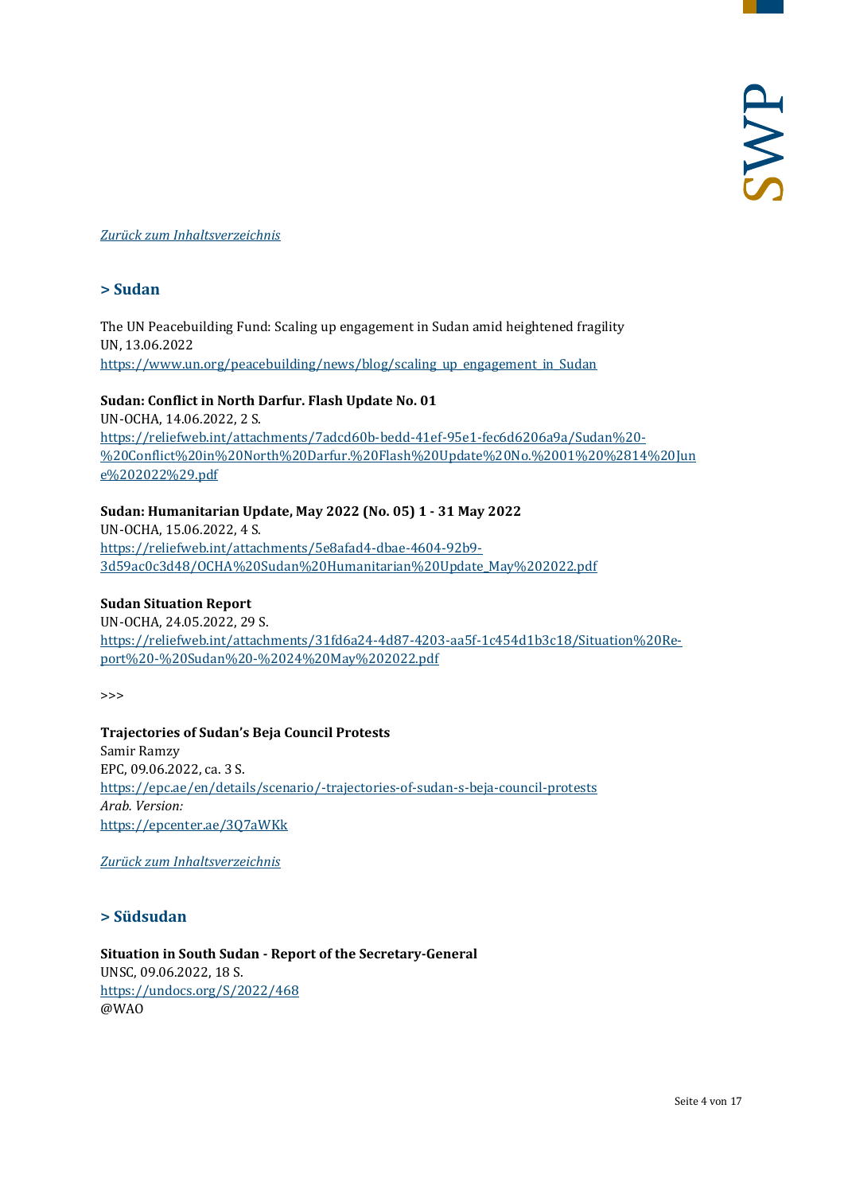*Zurück zum Inhaltsverzeichnis*

## > Sudan

The UN Peacebuilding Fund: Scaling up engagement in Sudan amid heightened fragility
UN, 13.06.2022
https://www.un.org/peacebuilding/news/blog/scaling_up_engagement_in_Sudan

**Sudan: Conflict in North Darfur. Flash Update No. 01**
UN-OCHA, 14.06.2022, 2 S.
https://reliefweb.int/attachments/7adcd60b-bedd-41ef-95e1-fec6d6206a9a/Sudan%20-%20Conflict%20in%20North%20Darfur.%20Flash%20Update%20No.%2001%20%2814%20June%202022%29.pdf

**Sudan: Humanitarian Update, May 2022 (No. 05) 1 - 31 May 2022**
UN-OCHA, 15.06.2022, 4 S.
https://reliefweb.int/attachments/5e8afad4-dbae-4604-92b9-3d59ac0c3d48/OCHA%20Sudan%20Humanitarian%20Update_May%202022.pdf

**Sudan Situation Report**
UN-OCHA, 24.05.2022, 29 S.
https://reliefweb.int/attachments/31fd6a24-4d87-4203-aa5f-1c454d1b3c18/Situation%20Report%20-%20Sudan%20-%2024%20May%202022.pdf

>>>

**Trajectories of Sudan's Beja Council Protests**
Samir Ramzy
EPC, 09.06.2022, ca. 3 S.
https://epc.ae/en/details/scenario/-trajectories-of-sudan-s-beja-council-protests
*Arab. Version:*
https://epcenter.ae/3Q7aWKk

*Zurück zum Inhaltsverzeichnis*

## > Südsudan

**Situation in South Sudan - Report of the Secretary-General**
UNSC, 09.06.2022, 18 S.
https://undocs.org/S/2022/468
@WAO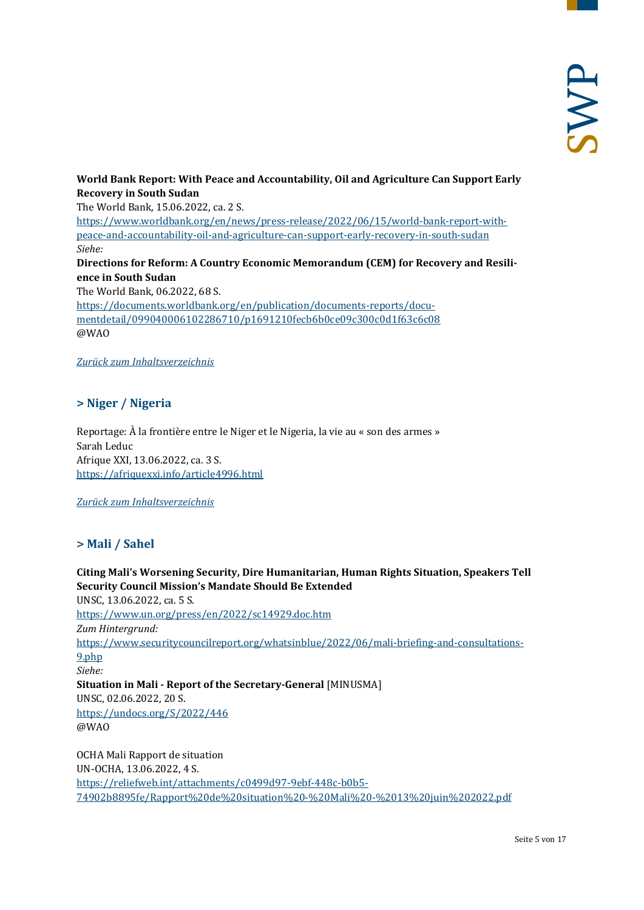**World Bank Report: With Peace and Accountability, Oil and Agriculture Can Support Early Recovery in South Sudan**
The World Bank, 15.06.2022, ca. 2 S.
https://www.worldbank.org/en/news/press-release/2022/06/15/world-bank-report-with-peace-and-accountability-oil-and-agriculture-can-support-early-recovery-in-south-sudan
*Siehe:*
**Directions for Reform: A Country Economic Memorandum (CEM) for Recovery and Resilience in South Sudan**
The World Bank, 06.2022, 68 S.
https://documents.worldbank.org/en/publication/documents-reports/documentdetail/099040006102286710/p1691210fecb6b0ce09c300c0d1f63c6c08
@WAO

*Zurück zum Inhaltsverzeichnis*

## > Niger / Nigeria

Reportage: À la frontière entre le Niger et le Nigeria, la vie au « son des armes »
Sarah Leduc
Afrique XXI, 13.06.2022, ca. 3 S.
https://afriquexxi.info/article4996.html

*Zurück zum Inhaltsverzeichnis*

## > Mali / Sahel

**Citing Mali's Worsening Security, Dire Humanitarian, Human Rights Situation, Speakers Tell Security Council Mission's Mandate Should Be Extended**
UNSC, 13.06.2022, ca. 5 S.
https://www.un.org/press/en/2022/sc14929.doc.htm
*Zum Hintergrund:*
https://www.securitycouncilreport.org/whatsinblue/2022/06/mali-briefing-and-consultations-9.php
*Siehe:*
**Situation in Mali - Report of the Secretary-General** [MINUSMA]
UNSC, 02.06.2022, 20 S.
https://undocs.org/S/2022/446
@WAO

OCHA Mali Rapport de situation
UN-OCHA, 13.06.2022, 4 S.
https://reliefweb.int/attachments/c0499d97-9ebf-448c-b0b5-74902b8895fe/Rapport%20de%20situation%20-%20Mali%20-%2013%20juin%202022.pdf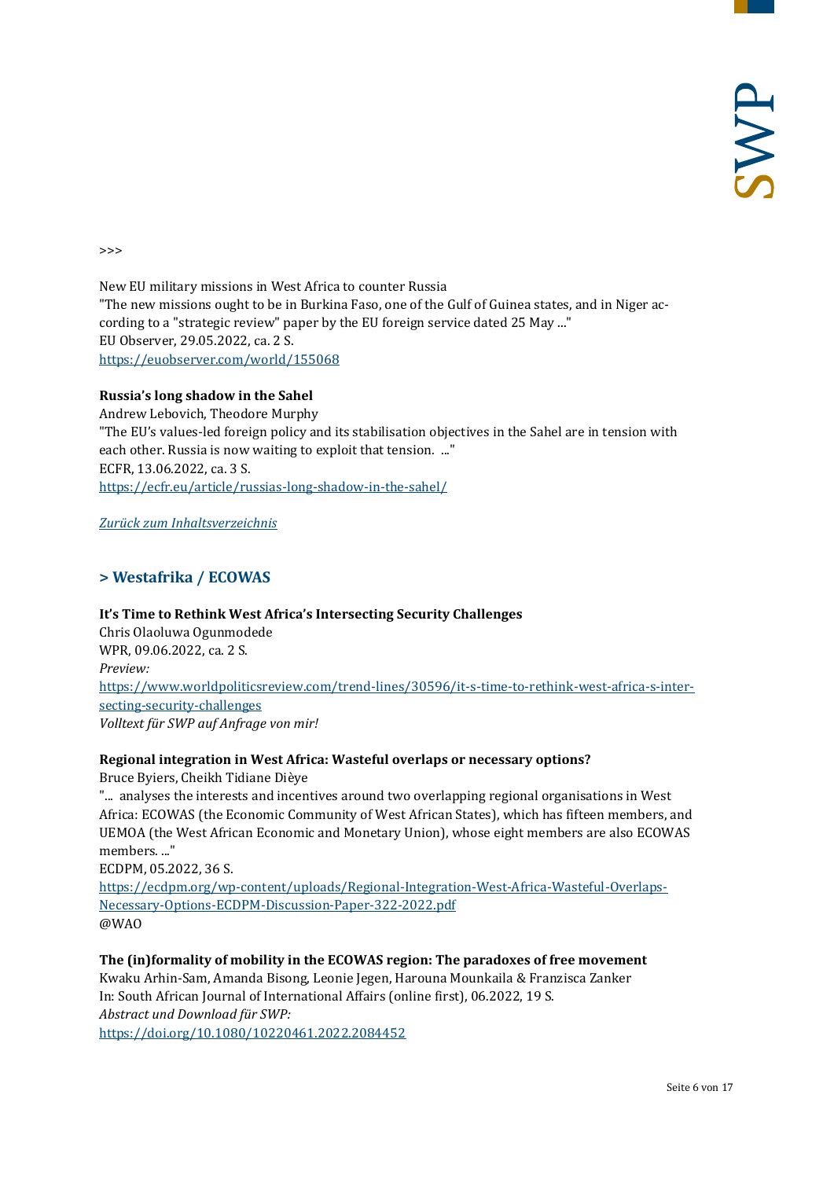>>>

New EU military missions in West Africa to counter Russia
"The new missions ought to be in Burkina Faso, one of the Gulf of Guinea states, and in Niger according to a "strategic review" paper by the EU foreign service dated 25 May ..."
EU Observer, 29.05.2022, ca. 2 S.
https://euobserver.com/world/155068

**Russia's long shadow in the Sahel**
Andrew Lebovich, Theodore Murphy
"The EU's values-led foreign policy and its stabilisation objectives in the Sahel are in tension with each other. Russia is now waiting to exploit that tension. ..."
ECFR, 13.06.2022, ca. 3 S.
https://ecfr.eu/article/russias-long-shadow-in-the-sahel/

*Zurück zum Inhaltsverzeichnis*

## > Westafrika / ECOWAS

**It's Time to Rethink West Africa's Intersecting Security Challenges**
Chris Olaoluwa Ogunmodede
WPR, 09.06.2022, ca. 2 S.
*Preview:*
https://www.worldpoliticsreview.com/trend-lines/30596/it-s-time-to-rethink-west-africa-s-intersecting-security-challenges
*Volltext für SWP auf Anfrage von mir!*

**Regional integration in West Africa: Wasteful overlaps or necessary options?**
Bruce Byiers, Cheikh Tidiane Dièye
"... analyses the interests and incentives around two overlapping regional organisations in West Africa: ECOWAS (the Economic Community of West African States), which has fifteen members, and UEMOA (the West African Economic and Monetary Union), whose eight members are also ECOWAS members. ..."
ECDPM, 05.2022, 36 S.
https://ecdpm.org/wp-content/uploads/Regional-Integration-West-Africa-Wasteful-Overlaps-Necessary-Options-ECDPM-Discussion-Paper-322-2022.pdf
@WAO

**The (in)formality of mobility in the ECOWAS region: The paradoxes of free movement**
Kwaku Arhin-Sam, Amanda Bisong, Leonie Jegen, Harouna Mounkaila & Franzisca Zanker
In: South African Journal of International Affairs (online first), 06.2022, 19 S.
*Abstract und Download für SWP:*
https://doi.org/10.1080/10220461.2022.2084452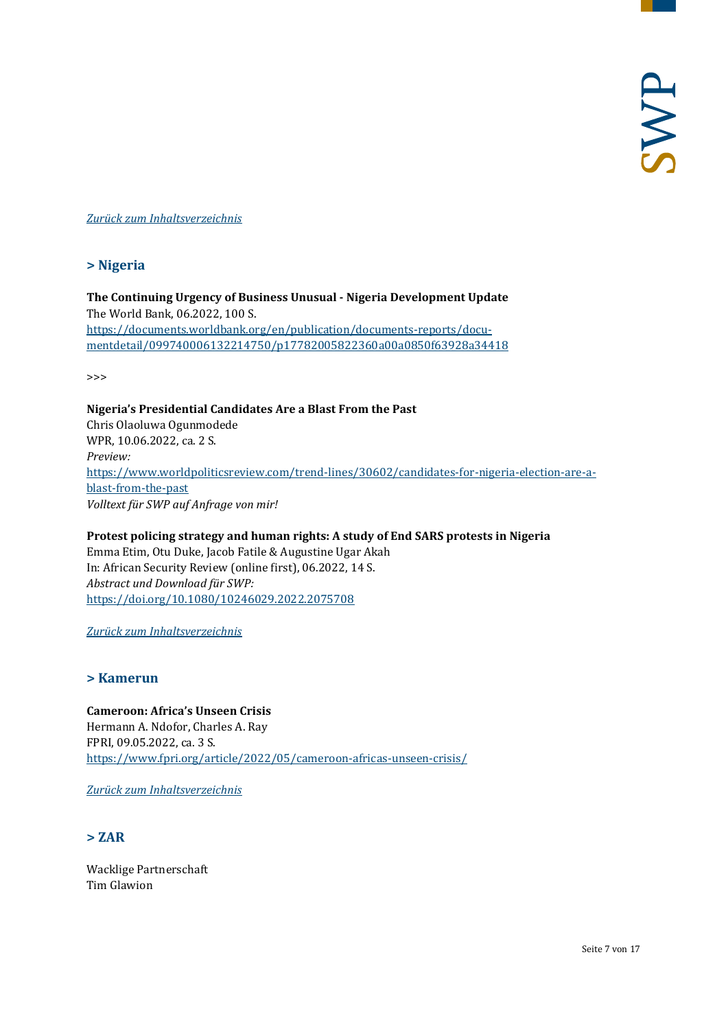*[Zurück zum Inhaltsverzeichnis](#)*

## > Nigeria

**The Continuing Urgency of Business Unusual - Nigeria Development Update**
The World Bank, 06.2022, 100 S.
[https://documents.worldbank.org/en/publication/documents-reports/documentdetail/099740006132214750/p17782005822360a00a0850f63928a34418](https://documents.worldbank.org/en/publication/documents-reports/documentdetail/099740006132214750/p17782005822360a00a0850f63928a34418)

>>>

**Nigeria's Presidential Candidates Are a Blast From the Past**
Chris Olaoluwa Ogunmodede
WPR, 10.06.2022, ca. 2 S.
*Preview:*
[https://www.worldpoliticsreview.com/trend-lines/30602/candidates-for-nigeria-election-are-a-blast-from-the-past](https://www.worldpoliticsreview.com/trend-lines/30602/candidates-for-nigeria-election-are-a-blast-from-the-past)
*Volltext für SWP auf Anfrage von mir!*

**Protest policing strategy and human rights: A study of End SARS protests in Nigeria**
Emma Etim, Otu Duke, Jacob Fatile & Augustine Ugar Akah
In: African Security Review (online first), 06.2022, 14 S.
*Abstract und Download für SWP:*
[https://doi.org/10.1080/10246029.2022.2075708](https://doi.org/10.1080/10246029.2022.2075708)

*[Zurück zum Inhaltsverzeichnis](#)*

## > Kamerun

**Cameroon: Africa's Unseen Crisis**
Hermann A. Ndofor, Charles A. Ray
FPRI, 09.05.2022, ca. 3 S.
[https://www.fpri.org/article/2022/05/cameroon-africas-unseen-crisis/](https://www.fpri.org/article/2022/05/cameroon-africas-unseen-crisis/)

*[Zurück zum Inhaltsverzeichnis](#)*

## > ZAR

Wacklige Partnerschaft
Tim Glawion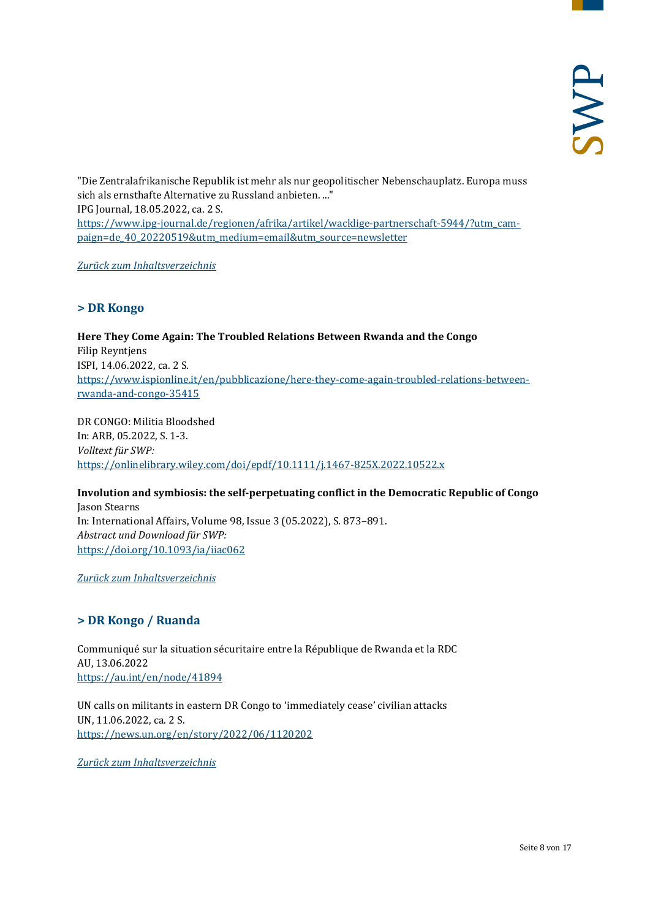"Die Zentralafrikanische Republik ist mehr als nur geopolitischer Nebenschauplatz. Europa muss sich als ernsthafte Alternative zu Russland anbieten. ..."
IPG Journal, 18.05.2022, ca. 2 S.
[https://www.ipg-journal.de/regionen/afrika/artikel/wacklige-partnerschaft-5944/?utm_campaign=de_40_20220519&utm_medium=email&utm_source=newsletter](https://www.ipg-journal.de/regionen/afrika/artikel/wacklige-partnerschaft-5944/?utm_campaign=de_40_20220519&utm_medium=email&utm_source=newsletter)

*Zurück zum Inhaltsverzeichnis*

## > DR Kongo

**Here They Come Again: The Troubled Relations Between Rwanda and the Congo**
Filip Reyntjens
ISPI, 14.06.2022, ca. 2 S.
[https://www.ispionline.it/en/pubblicazione/here-they-come-again-troubled-relations-between-rwanda-and-congo-35415](https://www.ispionline.it/en/pubblicazione/here-they-come-again-troubled-relations-between-rwanda-and-congo-35415)

DR CONGO: Militia Bloodshed
In: ARB, 05.2022, S. 1-3.
*Volltext für SWP:*
[https://onlinelibrary.wiley.com/doi/epdf/10.1111/j.1467-825X.2022.10522.x](https://onlinelibrary.wiley.com/doi/epdf/10.1111/j.1467-825X.2022.10522.x)

**Involution and symbiosis: the self-perpetuating conflict in the Democratic Republic of Congo**
Jason Stearns
In: International Affairs, Volume 98, Issue 3 (05.2022), S. 873–891.
*Abstract und Download für SWP:*
[https://doi.org/10.1093/ia/iiac062](https://doi.org/10.1093/ia/iiac062)

*Zurück zum Inhaltsverzeichnis*

## > DR Kongo / Ruanda

Communiqué sur la situation sécuritaire entre la République de Rwanda et la RDC
AU, 13.06.2022
[https://au.int/en/node/41894](https://au.int/en/node/41894)

UN calls on militants in eastern DR Congo to 'immediately cease' civilian attacks
UN, 11.06.2022, ca. 2 S.
[https://news.un.org/en/story/2022/06/1120202](https://news.un.org/en/story/2022/06/1120202)

*Zurück zum Inhaltsverzeichnis*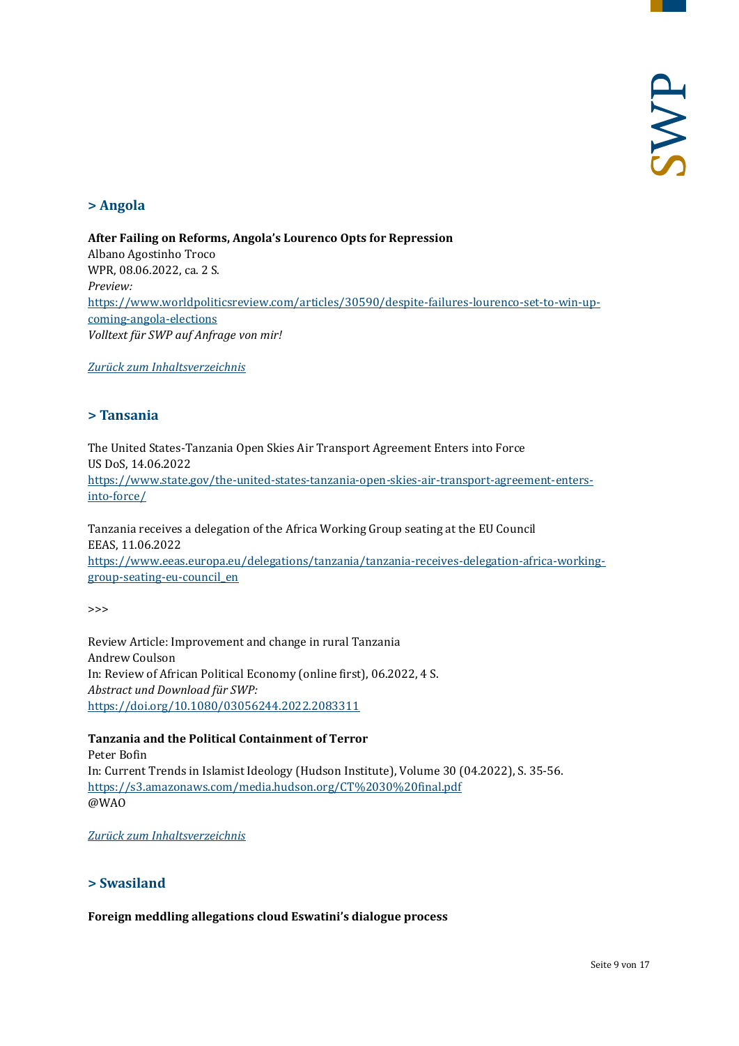## > Angola

**After Failing on Reforms, Angola's Lourenco Opts for Repression**
Albano Agostinho Troco
WPR, 08.06.2022, ca. 2 S.
*Preview:*
https://www.worldpoliticsreview.com/articles/30590/despite-failures-lourenco-set-to-win-up-coming-angola-elections
*Volltext für SWP auf Anfrage von mir!*

*Zurück zum Inhaltsverzeichnis*

## > Tansania

The United States-Tanzania Open Skies Air Transport Agreement Enters into Force
US DoS, 14.06.2022
https://www.state.gov/the-united-states-tanzania-open-skies-air-transport-agreement-enters-into-force/

Tanzania receives a delegation of the Africa Working Group seating at the EU Council
EEAS, 11.06.2022
https://www.eeas.europa.eu/delegations/tanzania/tanzania-receives-delegation-africa-working-group-seating-eu-council_en

>>>

Review Article: Improvement and change in rural Tanzania
Andrew Coulson
In: Review of African Political Economy (online first), 06.2022, 4 S.
*Abstract und Download für SWP:*
https://doi.org/10.1080/03056244.2022.2083311

**Tanzania and the Political Containment of Terror**
Peter Bofin
In: Current Trends in Islamist Ideology (Hudson Institute), Volume 30 (04.2022), S. 35-56.
https://s3.amazonaws.com/media.hudson.org/CT%2030%20final.pdf
@WAO

*Zurück zum Inhaltsverzeichnis*

## > Swasiland

**Foreign meddling allegations cloud Eswatini's dialogue process**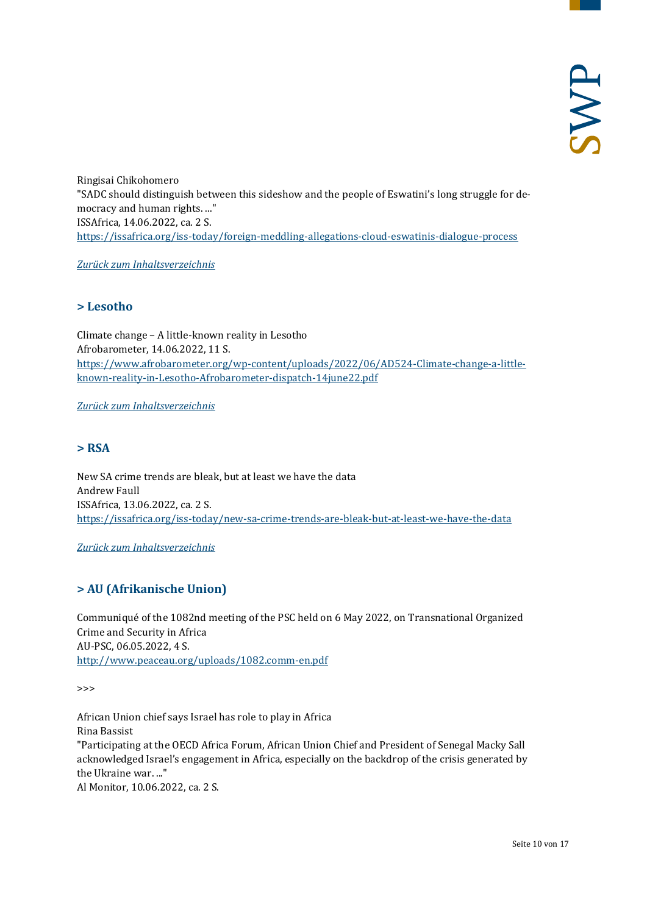Ringisai Chikohomero
"SADC should distinguish between this sideshow and the people of Eswatini's long struggle for democracy and human rights. ..."
ISSAfrica, 14.06.2022, ca. 2 S.
https://issafrica.org/iss-today/foreign-meddling-allegations-cloud-eswatinis-dialogue-process

*Zurück zum Inhaltsverzeichnis*

## > Lesotho

Climate change – A little-known reality in Lesotho
Afrobarometer, 14.06.2022, 11 S.
https://www.afrobarometer.org/wp-content/uploads/2022/06/AD524-Climate-change-a-little-known-reality-in-Lesotho-Afrobarometer-dispatch-14june22.pdf

*Zurück zum Inhaltsverzeichnis*

## > RSA

New SA crime trends are bleak, but at least we have the data
Andrew Faull
ISSAfrica, 13.06.2022, ca. 2 S.
https://issafrica.org/iss-today/new-sa-crime-trends-are-bleak-but-at-least-we-have-the-data

*Zurück zum Inhaltsverzeichnis*

## > AU (Afrikanische Union)

Communiqué of the 1082nd meeting of the PSC held on 6 May 2022, on Transnational Organized Crime and Security in Africa
AU-PSC, 06.05.2022, 4 S.
http://www.peaceau.org/uploads/1082.comm-en.pdf

>>>

African Union chief says Israel has role to play in Africa
Rina Bassist
"Participating at the OECD Africa Forum, African Union Chief and President of Senegal Macky Sall acknowledged Israel's engagement in Africa, especially on the backdrop of the crisis generated by the Ukraine war. ..."
Al Monitor, 10.06.2022, ca. 2 S.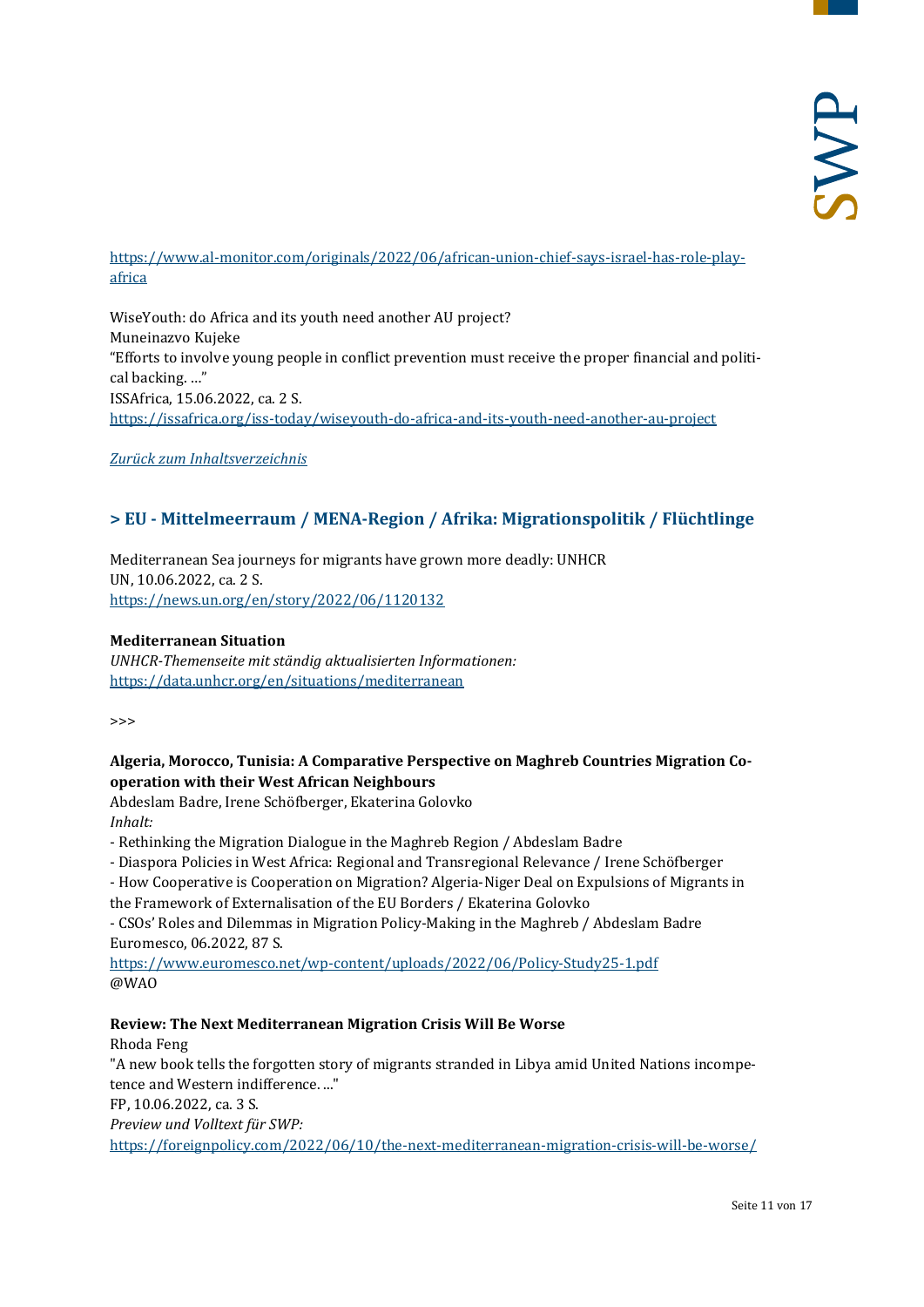https://www.al-monitor.com/originals/2022/06/african-union-chief-says-israel-has-role-play-africa

WiseYouth: do Africa and its youth need another AU project?
Muneinazvo Kujeke
“Efforts to involve young people in conflict prevention must receive the proper financial and political backing. ...”
ISSAfrica, 15.06.2022, ca. 2 S.
https://issafrica.org/iss-today/wiseyouth-do-africa-and-its-youth-need-another-au-project

*Zurück zum Inhaltsverzeichnis*

## > EU - Mittelmeerraum / MENA-Region / Afrika: Migrationspolitik / Flüchtlinge

Mediterranean Sea journeys for migrants have grown more deadly: UNHCR
UN, 10.06.2022, ca. 2 S.
https://news.un.org/en/story/2022/06/1120132

**Mediterranean Situation**
*UNHCR-Themenseite mit ständig aktualisierten Informationen:*
https://data.unhcr.org/en/situations/mediterranean

>>>

**Algeria, Morocco, Tunisia: A Comparative Perspective on Maghreb Countries Migration Cooperation with their West African Neighbours**
Abdeslam Badre, Irene Schöfberger, Ekaterina Golovko
*Inhalt:*
- Rethinking the Migration Dialogue in the Maghreb Region / Abdeslam Badre
- Diaspora Policies in West Africa: Regional and Transregional Relevance / Irene Schöfberger
- How Cooperative is Cooperation on Migration? Algeria-Niger Deal on Expulsions of Migrants in the Framework of Externalisation of the EU Borders / Ekaterina Golovko
- CSOs' Roles and Dilemmas in Migration Policy-Making in the Maghreb / Abdeslam Badre
Euromesco, 06.2022, 87 S.
https://www.euromesco.net/wp-content/uploads/2022/06/Policy-Study25-1.pdf
@WAO

**Review: The Next Mediterranean Migration Crisis Will Be Worse**
Rhoda Feng
"A new book tells the forgotten story of migrants stranded in Libya amid United Nations incompetence and Western indifference. ..."
FP, 10.06.2022, ca. 3 S.
*Preview und Volltext für SWP:*
https://foreignpolicy.com/2022/06/10/the-next-mediterranean-migration-crisis-will-be-worse/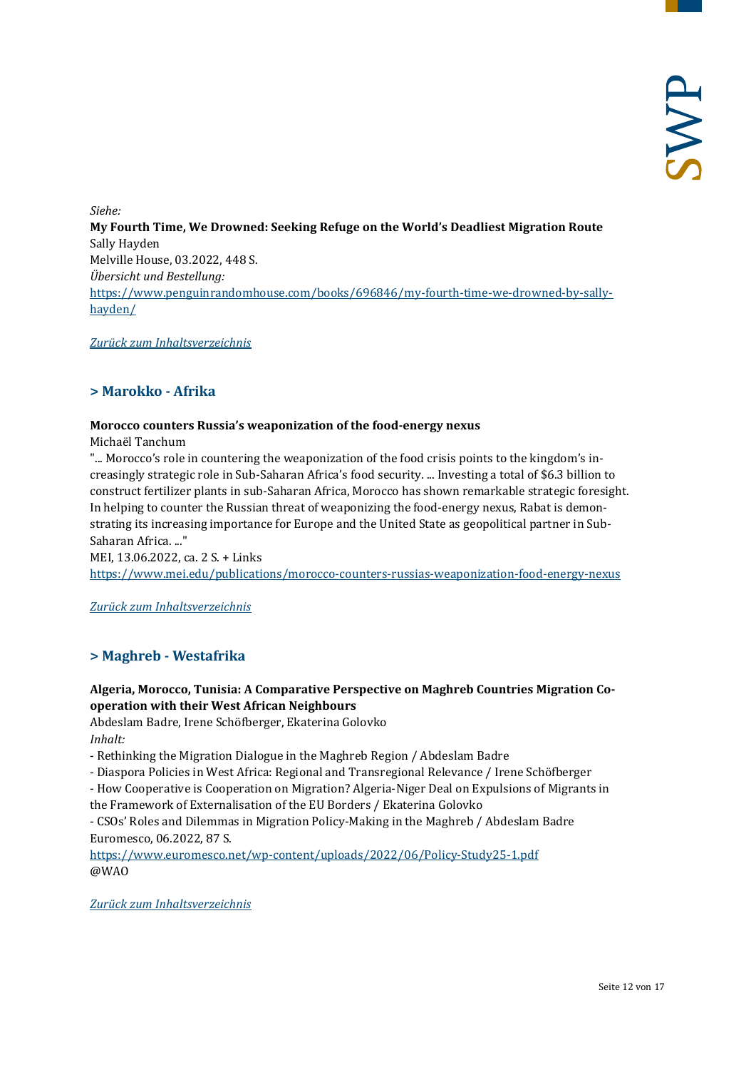*Siehe:*
**My Fourth Time, We Drowned: Seeking Refuge on the World's Deadliest Migration Route**
Sally Hayden
Melville House, 03.2022, 448 S.
*Übersicht und Bestellung:*
[https://www.penguinrandomhouse.com/books/696846/my-fourth-time-we-drowned-by-sally-hayden/](https://www.penguinrandomhouse.com/books/696846/my-fourth-time-we-drowned-by-sally-hayden/)

*Zurück zum Inhaltsverzeichnis*

## > Marokko - Afrika

**Morocco counters Russia's weaponization of the food-energy nexus**
Michaël Tanchum
"... Morocco's role in countering the weaponization of the food crisis points to the kingdom's increasingly strategic role in Sub-Saharan Africa's food security. ... Investing a total of $6.3 billion to construct fertilizer plants in sub-Saharan Africa, Morocco has shown remarkable strategic foresight. In helping to counter the Russian threat of weaponizing the food-energy nexus, Rabat is demonstrating its increasing importance for Europe and the United State as geopolitical partner in Sub-Saharan Africa. ..."
MEI, 13.06.2022, ca. 2 S. + Links
[https://www.mei.edu/publications/morocco-counters-russias-weaponization-food-energy-nexus](https://www.mei.edu/publications/morocco-counters-russias-weaponization-food-energy-nexus)

*Zurück zum Inhaltsverzeichnis*

## > Maghreb - Westafrika

**Algeria, Morocco, Tunisia: A Comparative Perspective on Maghreb Countries Migration Cooperation with their West African Neighbours**
Abdeslam Badre, Irene Schöfberger, Ekaterina Golovko
*Inhalt:*
- Rethinking the Migration Dialogue in the Maghreb Region / Abdeslam Badre
- Diaspora Policies in West Africa: Regional and Transregional Relevance / Irene Schöfberger
- How Cooperative is Cooperation on Migration? Algeria-Niger Deal on Expulsions of Migrants in the Framework of Externalisation of the EU Borders / Ekaterina Golovko
- CSOs' Roles and Dilemmas in Migration Policy-Making in the Maghreb / Abdeslam Badre

Euromesco, 06.2022, 87 S.
[https://www.euromesco.net/wp-content/uploads/2022/06/Policy-Study25-1.pdf](https://www.euromesco.net/wp-content/uploads/2022/06/Policy-Study25-1.pdf)
@WAO

*Zurück zum Inhaltsverzeichnis*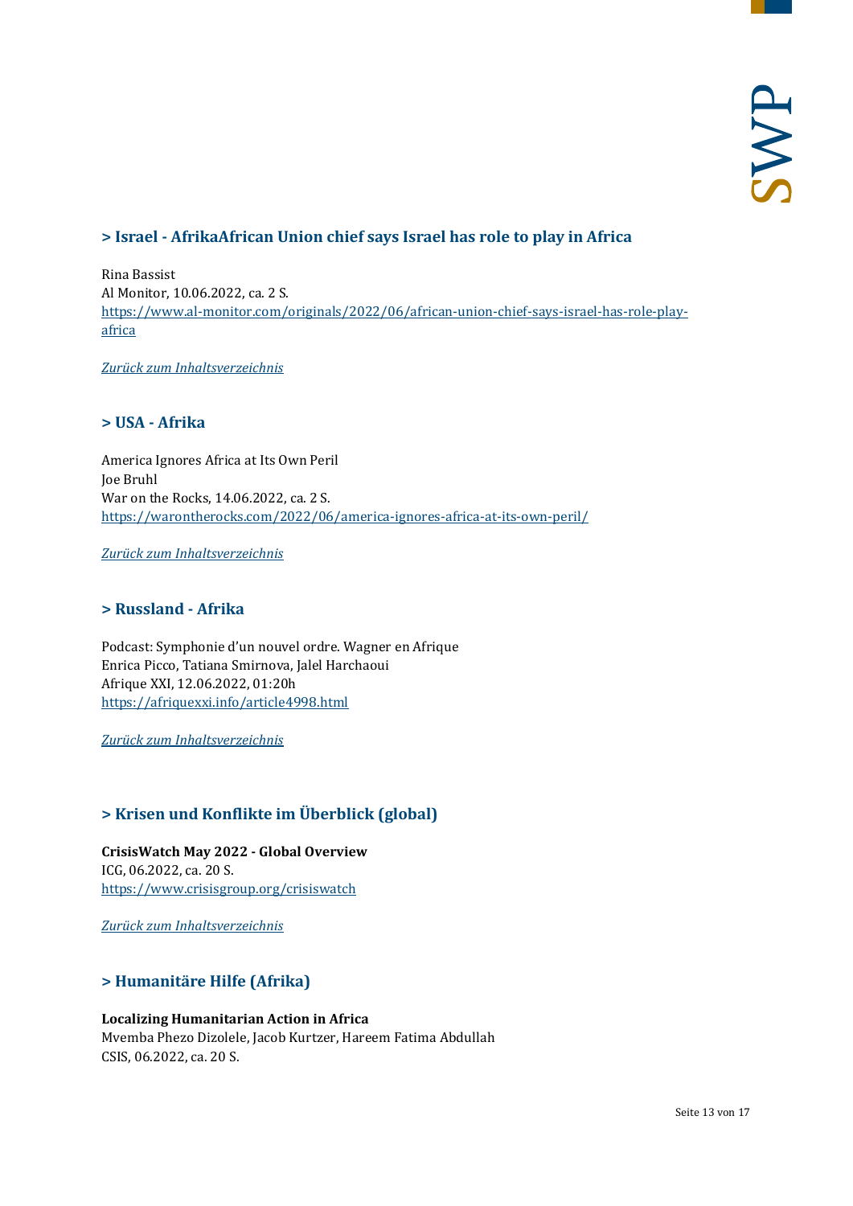## > Israel - AfrikaAfrican Union chief says Israel has role to play in Africa

Rina Bassist
Al Monitor, 10.06.2022, ca. 2 S.
https://www.al-monitor.com/originals/2022/06/african-union-chief-says-israel-has-role-play-africa

*Zurück zum Inhaltsverzeichnis*

## > USA - Afrika

America Ignores Africa at Its Own Peril
Joe Bruhl
War on the Rocks, 14.06.2022, ca. 2 S.
https://warontherocks.com/2022/06/america-ignores-africa-at-its-own-peril/

*Zurück zum Inhaltsverzeichnis*

## > Russland - Afrika

Podcast: Symphonie d'un nouvel ordre. Wagner en Afrique
Enrica Picco, Tatiana Smirnova, Jalel Harchaoui
Afrique XXI, 12.06.2022, 01:20h
https://afriquexxi.info/article4998.html

*Zurück zum Inhaltsverzeichnis*

## > Krisen und Konflikte im Überblick (global)

**CrisisWatch May 2022 - Global Overview**
ICG, 06.2022, ca. 20 S.
https://www.crisisgroup.org/crisiswatch

*Zurück zum Inhaltsverzeichnis*

## > Humanitäre Hilfe (Afrika)

**Localizing Humanitarian Action in Africa**
Mvemba Phezo Dizolele, Jacob Kurtzer, Hareem Fatima Abdullah
CSIS, 06.2022, ca. 20 S.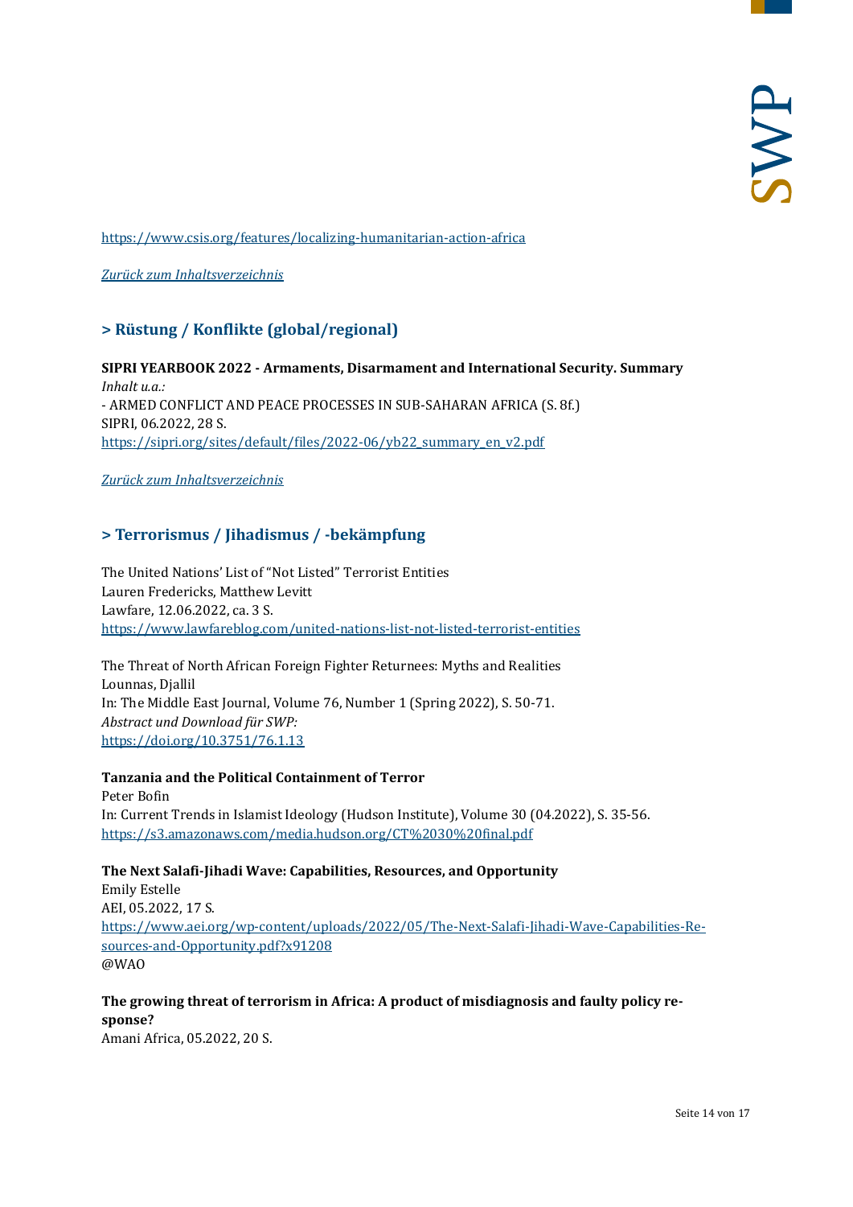https://www.csis.org/features/localizing-humanitarian-action-africa

*Zurück zum Inhaltsverzeichnis*

## > Rüstung / Konflikte (global/regional)

**SIPRI YEARBOOK 2022 - Armaments, Disarmament and International Security. Summary**
*Inhalt u.a.:*
- ARMED CONFLICT AND PEACE PROCESSES IN SUB-SAHARAN AFRICA (S. 8f.)
SIPRI, 06.2022, 28 S.
https://sipri.org/sites/default/files/2022-06/yb22_summary_en_v2.pdf

*Zurück zum Inhaltsverzeichnis*

## > Terrorismus / Jihadismus / -bekämpfung

The United Nations' List of "Not Listed" Terrorist Entities
Lauren Fredericks, Matthew Levitt
Lawfare, 12.06.2022, ca. 3 S.
https://www.lawfareblog.com/united-nations-list-not-listed-terrorist-entities

The Threat of North African Foreign Fighter Returnees: Myths and Realities
Lounnas, Djallil
In: The Middle East Journal, Volume 76, Number 1 (Spring 2022), S. 50-71.
*Abstract und Download für SWP:*
https://doi.org/10.3751/76.1.13

**Tanzania and the Political Containment of Terror**
Peter Bofin
In: Current Trends in Islamist Ideology (Hudson Institute), Volume 30 (04.2022), S. 35-56.
https://s3.amazonaws.com/media.hudson.org/CT%2030%20final.pdf

**The Next Salafi-Jihadi Wave: Capabilities, Resources, and Opportunity**
Emily Estelle
AEI, 05.2022, 17 S.
https://www.aei.org/wp-content/uploads/2022/05/The-Next-Salafi-Jihadi-Wave-Capabilities-Resources-and-Opportunity.pdf?x91208
@WAO

**The growing threat of terrorism in Africa: A product of misdiagnosis and faulty policy response?**
Amani Africa, 05.2022, 20 S.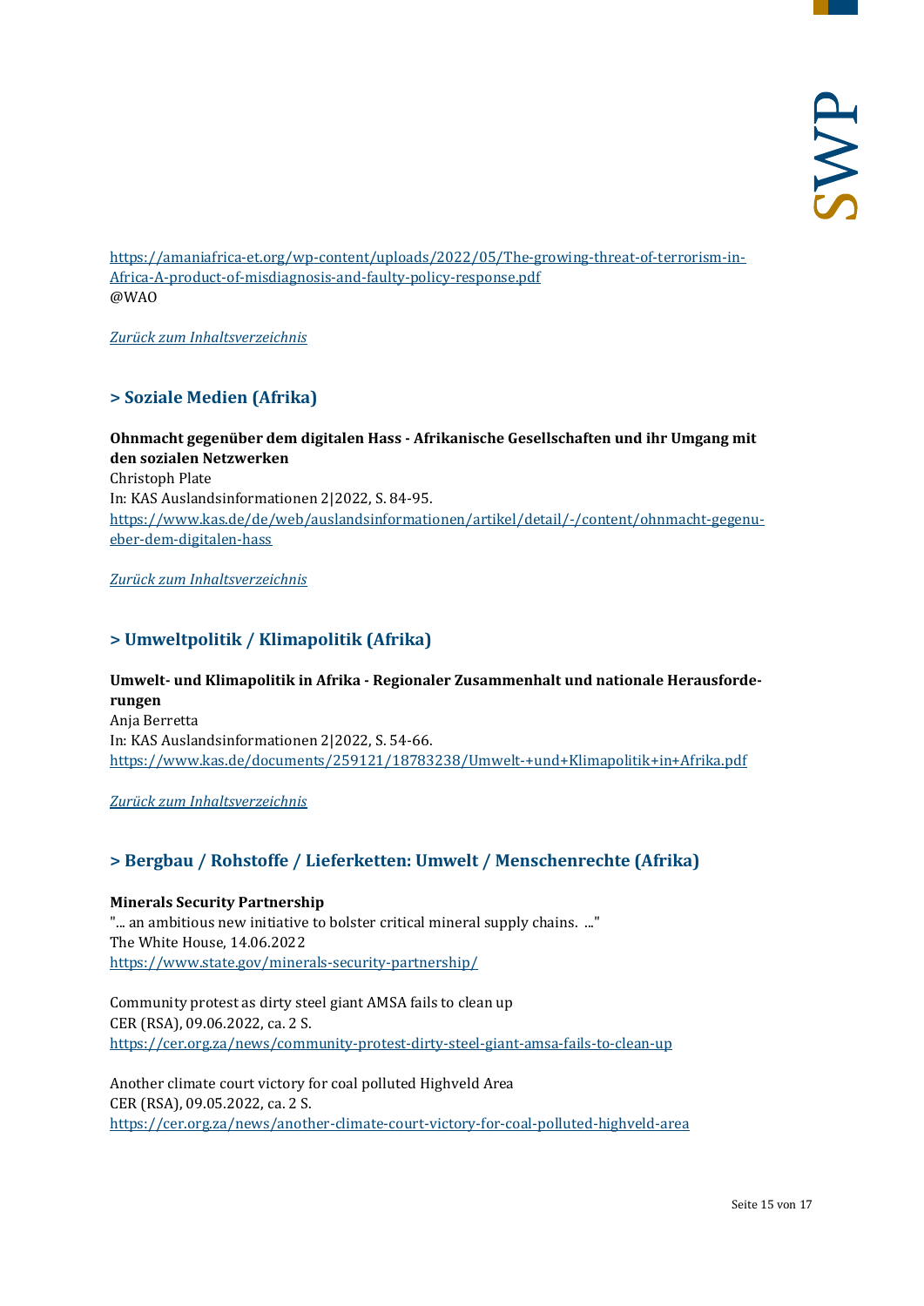[https://amaniafrica-et.org/wp-content/uploads/2022/05/The-growing-threat-of-terrorism-in-Africa-A-product-of-misdiagnosis-and-faulty-policy-response.pdf](https://amaniafrica-et.org/wp-content/uploads/2022/05/The-growing-threat-of-terrorism-in-Africa-A-product-of-misdiagnosis-and-faulty-policy-response.pdf)
@WAO

*Zurück zum Inhaltsverzeichnis*

## > Soziale Medien (Afrika)

**Ohnmacht gegenüber dem digitalen Hass - Afrikanische Gesellschaften und ihr Umgang mit den sozialen Netzwerken**
Christoph Plate
In: KAS Auslandsinformationen 2|2022, S. 84-95.
[https://www.kas.de/de/web/auslandsinformationen/artikel/detail/-/content/ohnmacht-gegenueber-dem-digitalen-hass](https://www.kas.de/de/web/auslandsinformationen/artikel/detail/-/content/ohnmacht-gegenueber-dem-digitalen-hass)

*Zurück zum Inhaltsverzeichnis*

## > Umweltpolitik / Klimapolitik (Afrika)

**Umwelt- und Klimapolitik in Afrika - Regionaler Zusammenhalt und nationale Herausforderungen**
Anja Berretta
In: KAS Auslandsinformationen 2|2022, S. 54-66.
[https://www.kas.de/documents/259121/18783238/Umwelt-+und+Klimapolitik+in+Afrika.pdf](https://www.kas.de/documents/259121/18783238/Umwelt-+und+Klimapolitik+in+Afrika.pdf)

*Zurück zum Inhaltsverzeichnis*

## > Bergbau / Rohstoffe / Lieferketten: Umwelt / Menschenrechte (Afrika)

**Minerals Security Partnership**
"... an ambitious new initiative to bolster critical mineral supply chains. ..."
The White House, 14.06.2022
[https://www.state.gov/minerals-security-partnership/](https://www.state.gov/minerals-security-partnership/)

Community protest as dirty steel giant AMSA fails to clean up
CER (RSA), 09.06.2022, ca. 2 S.
[https://cer.org.za/news/community-protest-dirty-steel-giant-amsa-fails-to-clean-up](https://cer.org.za/news/community-protest-dirty-steel-giant-amsa-fails-to-clean-up)

Another climate court victory for coal polluted Highveld Area
CER (RSA), 09.05.2022, ca. 2 S.
[https://cer.org.za/news/another-climate-court-victory-for-coal-polluted-highveld-area](https://cer.org.za/news/another-climate-court-victory-for-coal-polluted-highveld-area)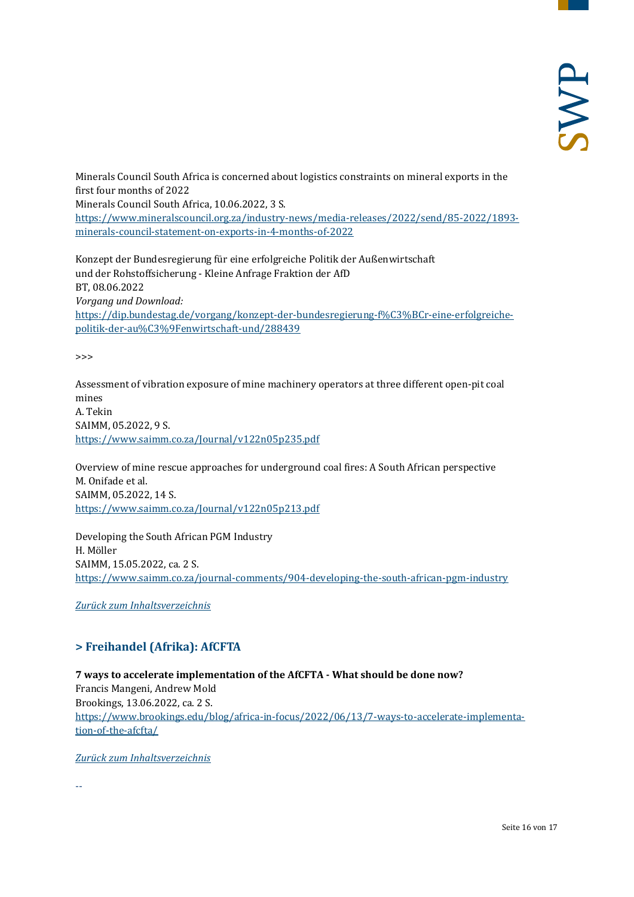Minerals Council South Africa is concerned about logistics constraints on mineral exports in the first four months of 2022
Minerals Council South Africa, 10.06.2022, 3 S.
[https://www.mineralscouncil.org.za/industry-news/media-releases/2022/send/85-2022/1893-minerals-council-statement-on-exports-in-4-months-of-2022](https://www.mineralscouncil.org.za/industry-news/media-releases/2022/send/85-2022/1893-minerals-council-statement-on-exports-in-4-months-of-2022)

Konzept der Bundesregierung für eine erfolgreiche Politik der Außenwirtschaft und der Rohstoffsicherung - Kleine Anfrage Fraktion der AfD
BT, 08.06.2022
*Vorgang und Download:*
[https://dip.bundestag.de/vorgang/konzept-der-bundesregierung-f%C3%BCr-eine-erfolgreiche-politik-der-au%C3%9Fenwirtschaft-und/288439](https://dip.bundestag.de/vorgang/konzept-der-bundesregierung-f%C3%BCr-eine-erfolgreiche-politik-der-au%C3%9Fenwirtschaft-und/288439)

>>>

Assessment of vibration exposure of mine machinery operators at three different open-pit coal mines
A. Tekin
SAIMM, 05.2022, 9 S.
[https://www.saimm.co.za/Journal/v122n05p235.pdf](https://www.saimm.co.za/Journal/v122n05p235.pdf)

Overview of mine rescue approaches for underground coal fires: A South African perspective
M. Onifade et al.
SAIMM, 05.2022, 14 S.
[https://www.saimm.co.za/Journal/v122n05p213.pdf](https://www.saimm.co.za/Journal/v122n05p213.pdf)

Developing the South African PGM Industry
H. Möller
SAIMM, 15.05.2022, ca. 2 S.
[https://www.saimm.co.za/journal-comments/904-developing-the-south-african-pgm-industry](https://www.saimm.co.za/journal-comments/904-developing-the-south-african-pgm-industry)

*Zurück zum Inhaltsverzeichnis*

## > Freihandel (Afrika): AfCFTA

**7 ways to accelerate implementation of the AfCFTA - What should be done now?**
Francis Mangeni, Andrew Mold
Brookings, 13.06.2022, ca. 2 S.
[https://www.brookings.edu/blog/africa-in-focus/2022/06/13/7-ways-to-accelerate-implementation-of-the-afcfta/](https://www.brookings.edu/blog/africa-in-focus/2022/06/13/7-ways-to-accelerate-implementation-of-the-afcfta/)

*Zurück zum Inhaltsverzeichnis*

--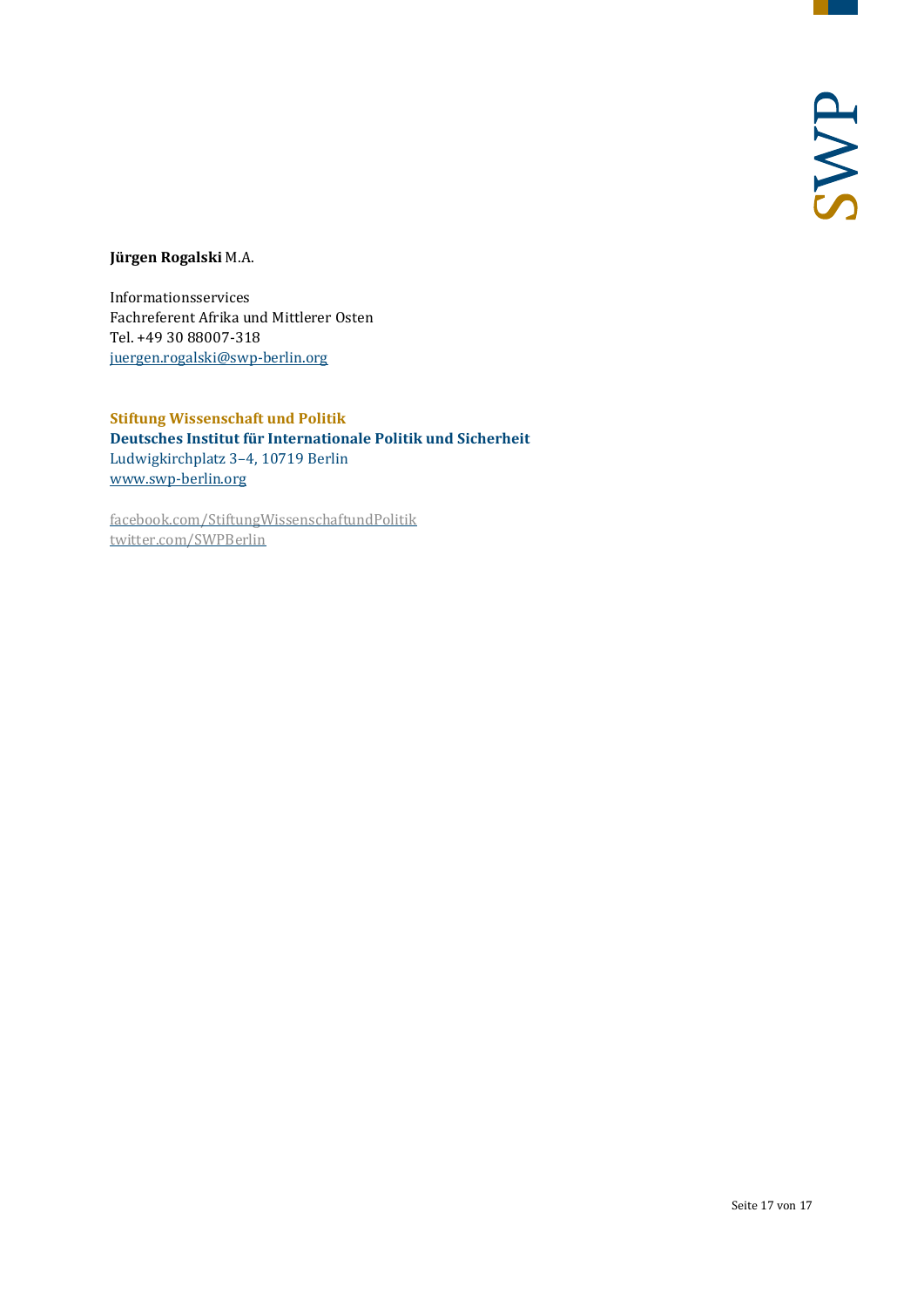**Jürgen Rogalski** M.A.

Informationsservices
Fachreferent Afrika und Mittlerer Osten
Tel. +49 30 88007-318
juergen.rogalski@swp-berlin.org

**Stiftung Wissenschaft und Politik**
**Deutsches Institut für Internationale Politik und Sicherheit**
Ludwigkirchplatz 3–4, 10719 Berlin
www.swp-berlin.org

facebook.com/StiftungWissenschaftundPolitik
twitter.com/SWPBerlin